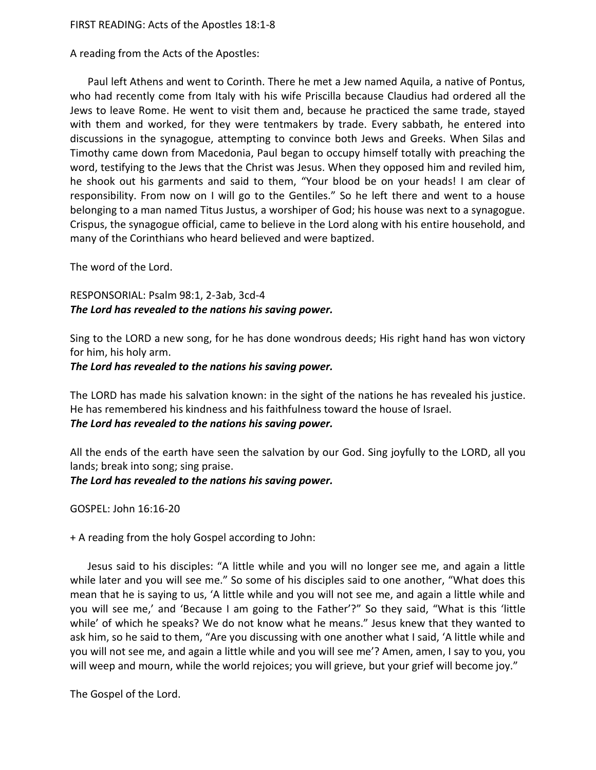FIRST READING: Acts of the Apostles 18:1-8

A reading from the Acts of the Apostles:

Paul left Athens and went to Corinth. There he met a Jew named Aquila, a native of Pontus, who had recently come from Italy with his wife Priscilla because Claudius had ordered all the Jews to leave Rome. He went to visit them and, because he practiced the same trade, stayed with them and worked, for they were tentmakers by trade. Every sabbath, he entered into discussions in the synagogue, attempting to convince both Jews and Greeks. When Silas and Timothy came down from Macedonia, Paul began to occupy himself totally with preaching the word, testifying to the Jews that the Christ was Jesus. When they opposed him and reviled him, he shook out his garments and said to them, "Your blood be on your heads! I am clear of responsibility. From now on I will go to the Gentiles." So he left there and went to a house belonging to a man named Titus Justus, a worshiper of God; his house was next to a synagogue. Crispus, the synagogue official, came to believe in the Lord along with his entire household, and many of the Corinthians who heard believed and were baptized.

The word of the Lord.

RESPONSORIAL: Psalm 98:1, 2-3ab, 3cd-4
***The Lord has revealed to the nations his saving power.***

Sing to the LORD a new song, for he has done wondrous deeds; His right hand has won victory for him, his holy arm.
***The Lord has revealed to the nations his saving power.***

The LORD has made his salvation known: in the sight of the nations he has revealed his justice. He has remembered his kindness and his faithfulness toward the house of Israel.
***The Lord has revealed to the nations his saving power.***

All the ends of the earth have seen the salvation by our God. Sing joyfully to the LORD, all you lands; break into song; sing praise.
***The Lord has revealed to the nations his saving power.***

GOSPEL: John 16:16-20

+ A reading from the holy Gospel according to John:

Jesus said to his disciples: "A little while and you will no longer see me, and again a little while later and you will see me." So some of his disciples said to one another, "What does this mean that he is saying to us, 'A little while and you will not see me, and again a little while and you will see me,' and 'Because I am going to the Father'?" So they said, "What is this 'little while' of which he speaks? We do not know what he means." Jesus knew that they wanted to ask him, so he said to them, "Are you discussing with one another what I said, 'A little while and you will not see me, and again a little while and you will see me'? Amen, amen, I say to you, you will weep and mourn, while the world rejoices; you will grieve, but your grief will become joy."

The Gospel of the Lord.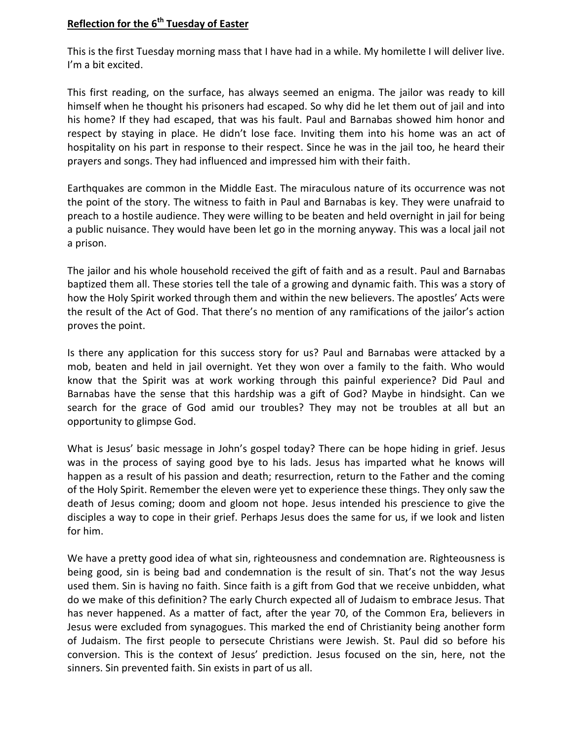**Reflection for the 6th Tuesday of Easter**

This is the first Tuesday morning mass that I have had in a while. My homilette I will deliver live. I'm a bit excited.

This first reading, on the surface, has always seemed an enigma. The jailor was ready to kill himself when he thought his prisoners had escaped. So why did he let them out of jail and into his home? If they had escaped, that was his fault. Paul and Barnabas showed him honor and respect by staying in place. He didn't lose face. Inviting them into his home was an act of hospitality on his part in response to their respect. Since he was in the jail too, he heard their prayers and songs. They had influenced and impressed him with their faith.

Earthquakes are common in the Middle East. The miraculous nature of its occurrence was not the point of the story. The witness to faith in Paul and Barnabas is key. They were unafraid to preach to a hostile audience. They were willing to be beaten and held overnight in jail for being a public nuisance. They would have been let go in the morning anyway. This was a local jail not a prison.

The jailor and his whole household received the gift of faith and as a result. Paul and Barnabas baptized them all. These stories tell the tale of a growing and dynamic faith. This was a story of how the Holy Spirit worked through them and within the new believers. The apostles' Acts were the result of the Act of God. That there's no mention of any ramifications of the jailor's action proves the point.

Is there any application for this success story for us? Paul and Barnabas were attacked by a mob, beaten and held in jail overnight. Yet they won over a family to the faith. Who would know that the Spirit was at work working through this painful experience? Did Paul and Barnabas have the sense that this hardship was a gift of God? Maybe in hindsight. Can we search for the grace of God amid our troubles? They may not be troubles at all but an opportunity to glimpse God.

What is Jesus' basic message in John's gospel today? There can be hope hiding in grief. Jesus was in the process of saying good bye to his lads. Jesus has imparted what he knows will happen as a result of his passion and death; resurrection, return to the Father and the coming of the Holy Spirit. Remember the eleven were yet to experience these things. They only saw the death of Jesus coming; doom and gloom not hope. Jesus intended his prescience to give the disciples a way to cope in their grief. Perhaps Jesus does the same for us, if we look and listen for him.

We have a pretty good idea of what sin, righteousness and condemnation are. Righteousness is being good, sin is being bad and condemnation is the result of sin. That's not the way Jesus used them. Sin is having no faith. Since faith is a gift from God that we receive unbidden, what do we make of this definition? The early Church expected all of Judaism to embrace Jesus. That has never happened. As a matter of fact, after the year 70, of the Common Era, believers in Jesus were excluded from synagogues. This marked the end of Christianity being another form of Judaism. The first people to persecute Christians were Jewish. St. Paul did so before his conversion. This is the context of Jesus' prediction. Jesus focused on the sin, here, not the sinners. Sin prevented faith. Sin exists in part of us all.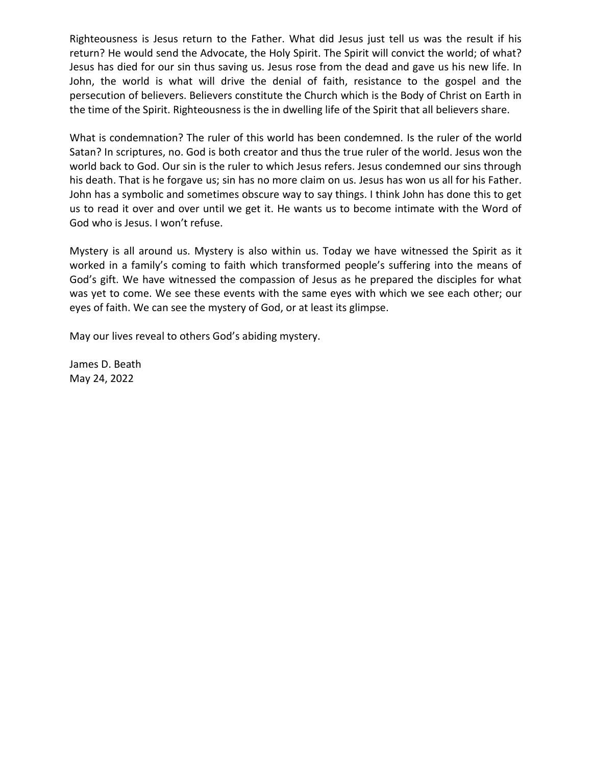Righteousness is Jesus return to the Father. What did Jesus just tell us was the result if his return? He would send the Advocate, the Holy Spirit. The Spirit will convict the world; of what? Jesus has died for our sin thus saving us. Jesus rose from the dead and gave us his new life. In John, the world is what will drive the denial of faith, resistance to the gospel and the persecution of believers. Believers constitute the Church which is the Body of Christ on Earth in the time of the Spirit. Righteousness is the in dwelling life of the Spirit that all believers share.

What is condemnation? The ruler of this world has been condemned. Is the ruler of the world Satan? In scriptures, no. God is both creator and thus the true ruler of the world. Jesus won the world back to God. Our sin is the ruler to which Jesus refers. Jesus condemned our sins through his death. That is he forgave us; sin has no more claim on us. Jesus has won us all for his Father. John has a symbolic and sometimes obscure way to say things. I think John has done this to get us to read it over and over until we get it. He wants us to become intimate with the Word of God who is Jesus. I won't refuse.

Mystery is all around us. Mystery is also within us. Today we have witnessed the Spirit as it worked in a family's coming to faith which transformed people's suffering into the means of God's gift. We have witnessed the compassion of Jesus as he prepared the disciples for what was yet to come. We see these events with the same eyes with which we see each other; our eyes of faith. We can see the mystery of God, or at least its glimpse.

May our lives reveal to others God's abiding mystery.

James D. Beath
May 24, 2022